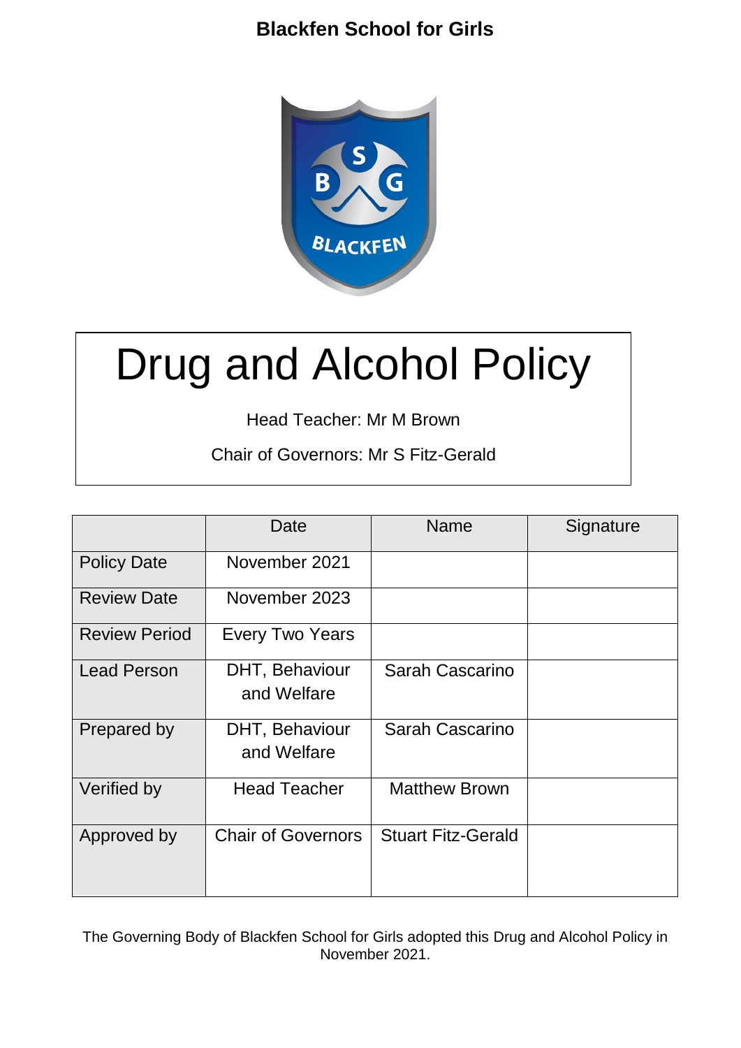**Blackfen School for Girls**

# Drug and Alcohol Policy

Head Teacher: Mr M Brown

Chair of Governors: Mr S Fitz-Gerald

| | Date | Name | Signature |
|---|---|---|---|
| Policy Date | November 2021 | | |
| Review Date | November 2023 | | |
| Review Period | Every Two Years | | |
| Lead Person | DHT, Behaviour and Welfare | Sarah Cascarino | |
| Prepared by | DHT, Behaviour and Welfare | Sarah Cascarino | |
| Verified by | Head Teacher | Matthew Brown | |
| Approved by | Chair of Governors | Stuart Fitz-Gerald | |

The Governing Body of Blackfen School for Girls adopted this Drug and Alcohol Policy in November 2021.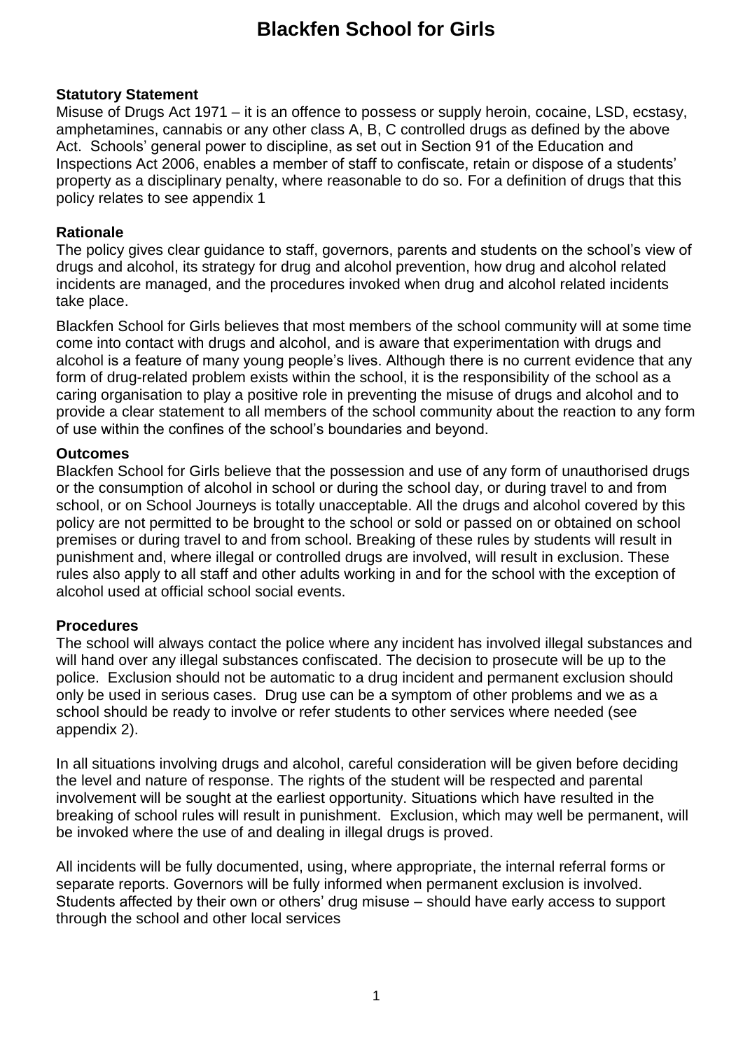# Blackfen School for Girls

**Statutory Statement**

Misuse of Drugs Act 1971 – it is an offence to possess or supply heroin, cocaine, LSD, ecstasy, amphetamines, cannabis or any other class A, B, C controlled drugs as defined by the above Act. Schools' general power to discipline, as set out in Section 91 of the Education and Inspections Act 2006, enables a member of staff to confiscate, retain or dispose of a students' property as a disciplinary penalty, where reasonable to do so. For a definition of drugs that this policy relates to see appendix 1

**Rationale**

The policy gives clear guidance to staff, governors, parents and students on the school's view of drugs and alcohol, its strategy for drug and alcohol prevention, how drug and alcohol related incidents are managed, and the procedures invoked when drug and alcohol related incidents take place.

Blackfen School for Girls believes that most members of the school community will at some time come into contact with drugs and alcohol, and is aware that experimentation with drugs and alcohol is a feature of many young people's lives. Although there is no current evidence that any form of drug-related problem exists within the school, it is the responsibility of the school as a caring organisation to play a positive role in preventing the misuse of drugs and alcohol and to provide a clear statement to all members of the school community about the reaction to any form of use within the confines of the school's boundaries and beyond.

**Outcomes**

Blackfen School for Girls believe that the possession and use of any form of unauthorised drugs or the consumption of alcohol in school or during the school day, or during travel to and from school, or on School Journeys is totally unacceptable. All the drugs and alcohol covered by this policy are not permitted to be brought to the school or sold or passed on or obtained on school premises or during travel to and from school. Breaking of these rules by students will result in punishment and, where illegal or controlled drugs are involved, will result in exclusion. These rules also apply to all staff and other adults working in and for the school with the exception of alcohol used at official school social events.

**Procedures**

The school will always contact the police where any incident has involved illegal substances and will hand over any illegal substances confiscated. The decision to prosecute will be up to the police. Exclusion should not be automatic to a drug incident and permanent exclusion should only be used in serious cases. Drug use can be a symptom of other problems and we as a school should be ready to involve or refer students to other services where needed (see appendix 2).

In all situations involving drugs and alcohol, careful consideration will be given before deciding the level and nature of response. The rights of the student will be respected and parental involvement will be sought at the earliest opportunity. Situations which have resulted in the breaking of school rules will result in punishment. Exclusion, which may well be permanent, will be invoked where the use of and dealing in illegal drugs is proved.

All incidents will be fully documented, using, where appropriate, the internal referral forms or separate reports. Governors will be fully informed when permanent exclusion is involved. Students affected by their own or others' drug misuse – should have early access to support through the school and other local services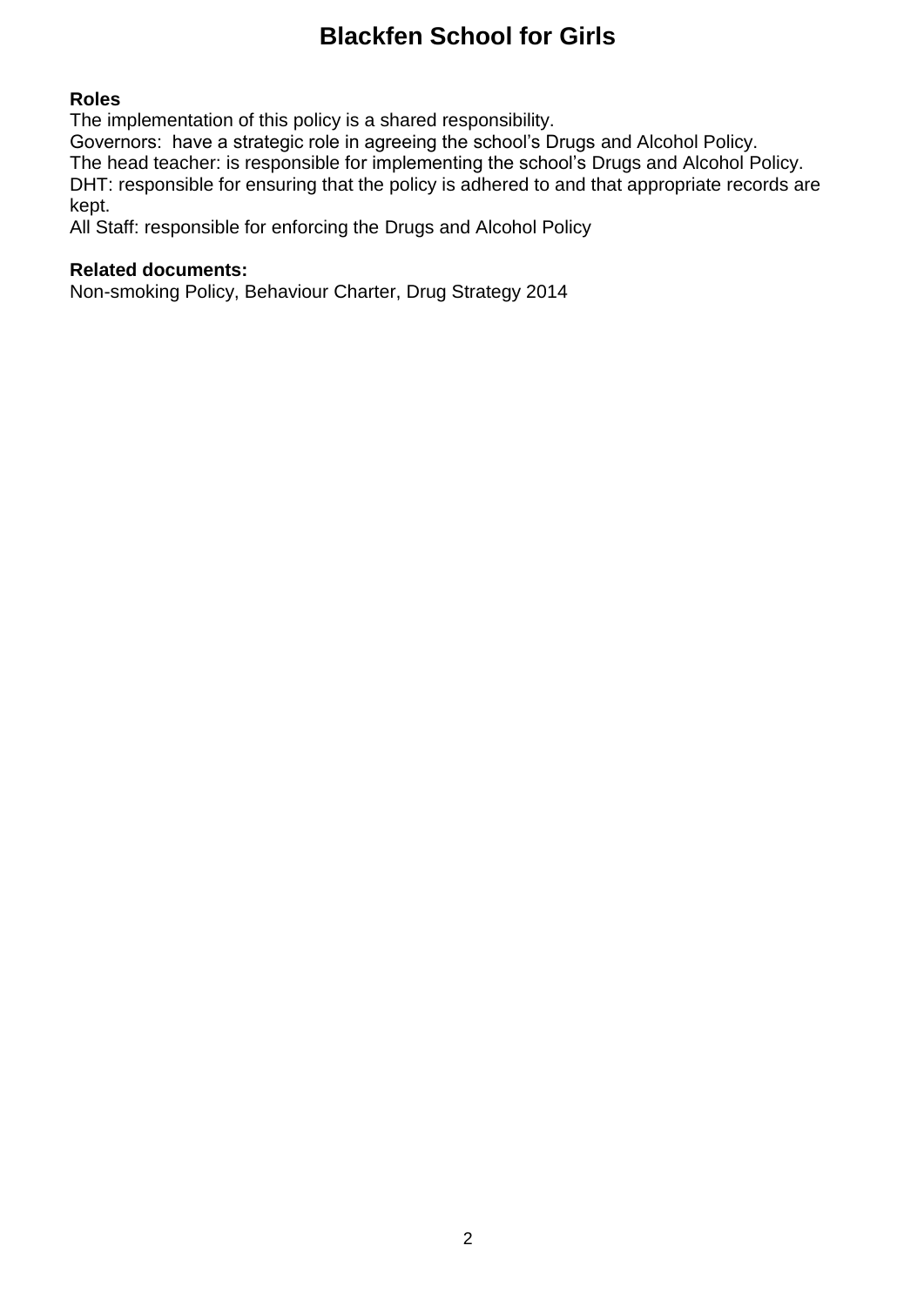**Roles**

The implementation of this policy is a shared responsibility.
Governors: have a strategic role in agreeing the school's Drugs and Alcohol Policy.
The head teacher: is responsible for implementing the school's Drugs and Alcohol Policy.
DHT: responsible for ensuring that the policy is adhered to and that appropriate records are kept.
All Staff: responsible for enforcing the Drugs and Alcohol Policy

**Related documents:**

Non-smoking Policy, Behaviour Charter, Drug Strategy 2014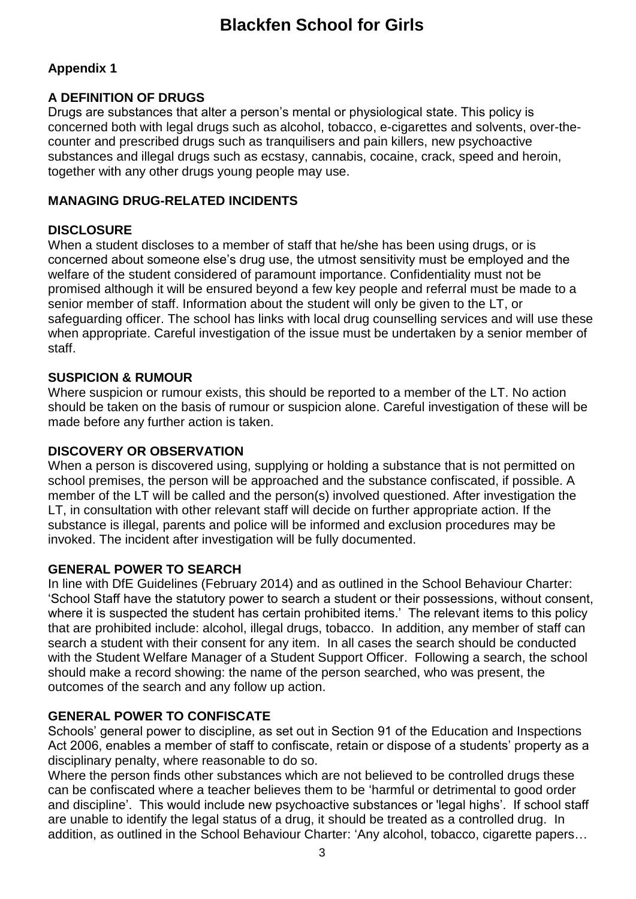## Appendix 1

### A DEFINITION OF DRUGS

Drugs are substances that alter a person's mental or physiological state. This policy is concerned both with legal drugs such as alcohol, tobacco, e-cigarettes and solvents, over-the-counter and prescribed drugs such as tranquilisers and pain killers, new psychoactive substances and illegal drugs such as ecstasy, cannabis, cocaine, crack, speed and heroin, together with any other drugs young people may use.

### MANAGING DRUG-RELATED INCIDENTS

### DISCLOSURE

When a student discloses to a member of staff that he/she has been using drugs, or is concerned about someone else's drug use, the utmost sensitivity must be employed and the welfare of the student considered of paramount importance. Confidentiality must not be promised although it will be ensured beyond a few key people and referral must be made to a senior member of staff. Information about the student will only be given to the LT, or safeguarding officer. The school has links with local drug counselling services and will use these when appropriate. Careful investigation of the issue must be undertaken by a senior member of staff.

### SUSPICION & RUMOUR

Where suspicion or rumour exists, this should be reported to a member of the LT. No action should be taken on the basis of rumour or suspicion alone. Careful investigation of these will be made before any further action is taken.

### DISCOVERY OR OBSERVATION

When a person is discovered using, supplying or holding a substance that is not permitted on school premises, the person will be approached and the substance confiscated, if possible. A member of the LT will be called and the person(s) involved questioned. After investigation the LT, in consultation with other relevant staff will decide on further appropriate action. If the substance is illegal, parents and police will be informed and exclusion procedures may be invoked. The incident after investigation will be fully documented.

### GENERAL POWER TO SEARCH

In line with DfE Guidelines (February 2014) and as outlined in the School Behaviour Charter: 'School Staff have the statutory power to search a student or their possessions, without consent, where it is suspected the student has certain prohibited items.' The relevant items to this policy that are prohibited include: alcohol, illegal drugs, tobacco. In addition, any member of staff can search a student with their consent for any item. In all cases the search should be conducted with the Student Welfare Manager of a Student Support Officer. Following a search, the school should make a record showing: the name of the person searched, who was present, the outcomes of the search and any follow up action.

### GENERAL POWER TO CONFISCATE

Schools' general power to discipline, as set out in Section 91 of the Education and Inspections Act 2006, enables a member of staff to confiscate, retain or dispose of a students' property as a disciplinary penalty, where reasonable to do so.

Where the person finds other substances which are not believed to be controlled drugs these can be confiscated where a teacher believes them to be 'harmful or detrimental to good order and discipline'. This would include new psychoactive substances or 'legal highs'. If school staff are unable to identify the legal status of a drug, it should be treated as a controlled drug. In addition, as outlined in the School Behaviour Charter: 'Any alcohol, tobacco, cigarette papers…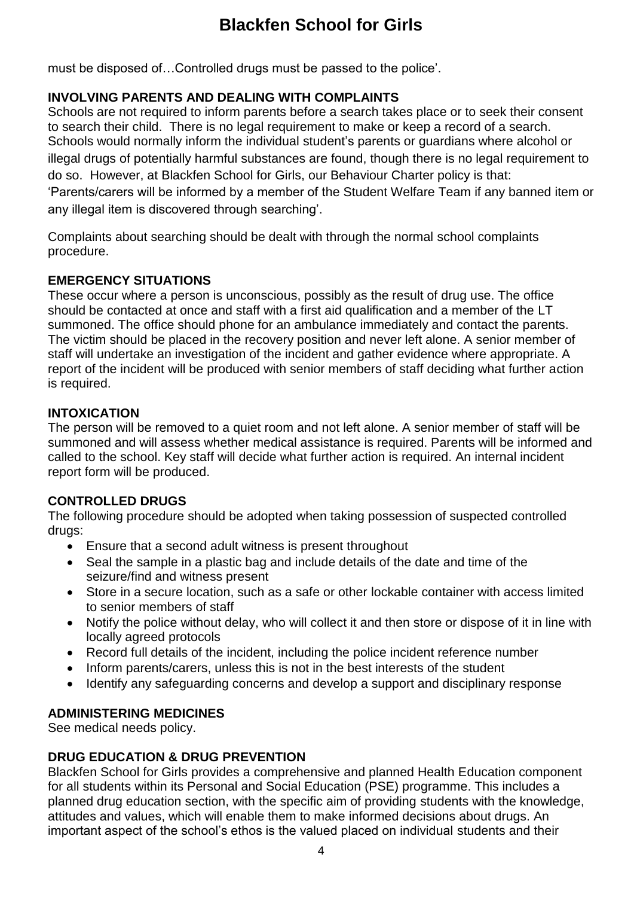must be disposed of…Controlled drugs must be passed to the police'.

**INVOLVING PARENTS AND DEALING WITH COMPLAINTS**

Schools are not required to inform parents before a search takes place or to seek their consent to search their child. There is no legal requirement to make or keep a record of a search. Schools would normally inform the individual student's parents or guardians where alcohol or illegal drugs of potentially harmful substances are found, though there is no legal requirement to do so. However, at Blackfen School for Girls, our Behaviour Charter policy is that: 'Parents/carers will be informed by a member of the Student Welfare Team if any banned item or any illegal item is discovered through searching'.

Complaints about searching should be dealt with through the normal school complaints procedure.

**EMERGENCY SITUATIONS**

These occur where a person is unconscious, possibly as the result of drug use. The office should be contacted at once and staff with a first aid qualification and a member of the LT summoned. The office should phone for an ambulance immediately and contact the parents. The victim should be placed in the recovery position and never left alone. A senior member of staff will undertake an investigation of the incident and gather evidence where appropriate. A report of the incident will be produced with senior members of staff deciding what further action is required.

**INTOXICATION**

The person will be removed to a quiet room and not left alone. A senior member of staff will be summoned and will assess whether medical assistance is required. Parents will be informed and called to the school. Key staff will decide what further action is required. An internal incident report form will be produced.

**CONTROLLED DRUGS**

The following procedure should be adopted when taking possession of suspected controlled drugs:

- Ensure that a second adult witness is present throughout
- Seal the sample in a plastic bag and include details of the date and time of the seizure/find and witness present
- Store in a secure location, such as a safe or other lockable container with access limited to senior members of staff
- Notify the police without delay, who will collect it and then store or dispose of it in line with locally agreed protocols
- Record full details of the incident, including the police incident reference number
- Inform parents/carers, unless this is not in the best interests of the student
- Identify any safeguarding concerns and develop a support and disciplinary response

**ADMINISTERING MEDICINES**

See medical needs policy.

**DRUG EDUCATION & DRUG PREVENTION**

Blackfen School for Girls provides a comprehensive and planned Health Education component for all students within its Personal and Social Education (PSE) programme. This includes a planned drug education section, with the specific aim of providing students with the knowledge, attitudes and values, which will enable them to make informed decisions about drugs. An important aspect of the school's ethos is the valued placed on individual students and their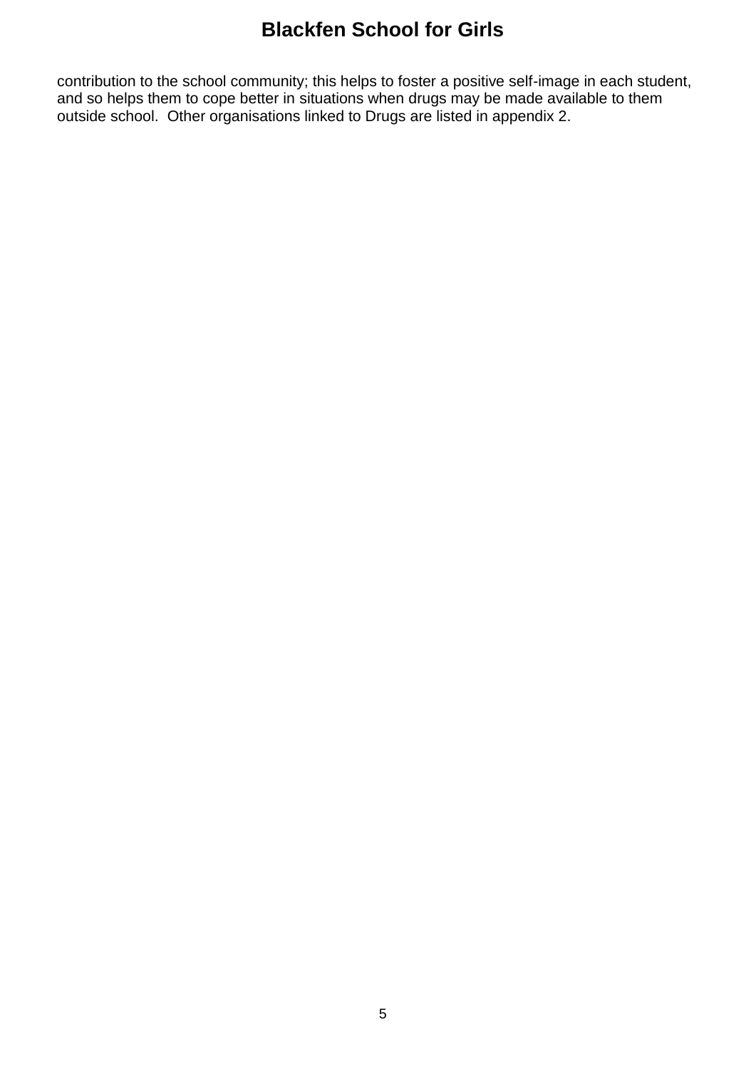contribution to the school community; this helps to foster a positive self-image in each student, and so helps them to cope better in situations when drugs may be made available to them outside school. Other organisations linked to Drugs are listed in appendix 2.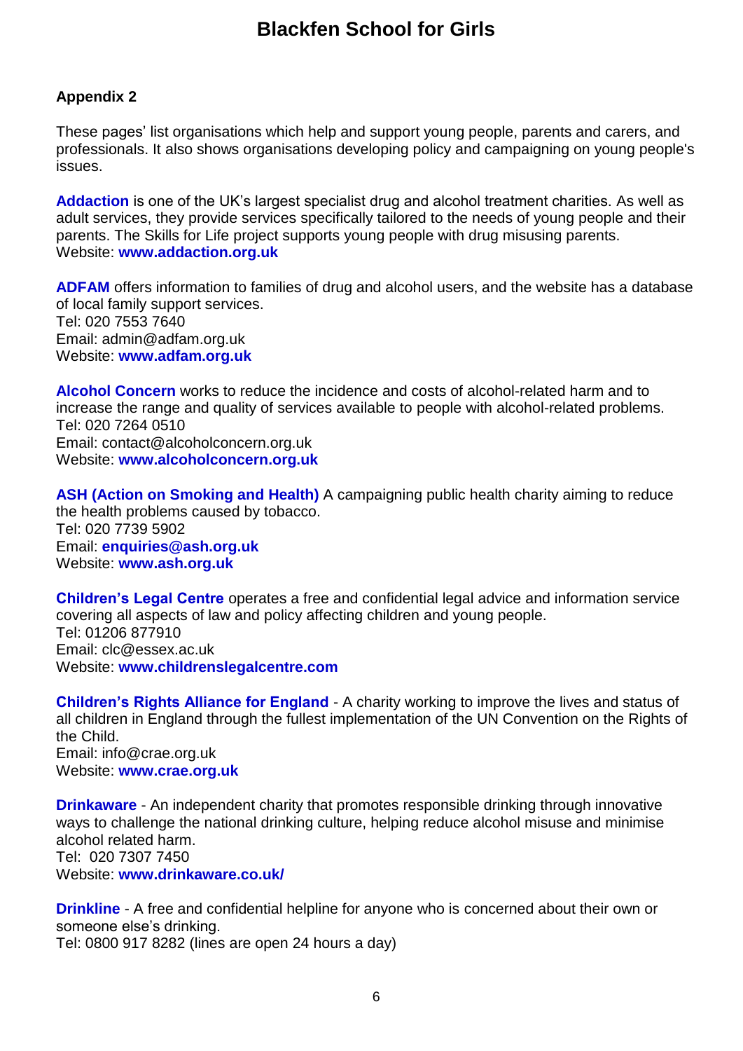**Appendix 2**

These pages' list organisations which help and support young people, parents and carers, and professionals. It also shows organisations developing policy and campaigning on young people's issues.

**Addaction** is one of the UK's largest specialist drug and alcohol treatment charities. As well as adult services, they provide services specifically tailored to the needs of young people and their parents. The Skills for Life project supports young people with drug misusing parents.
Website: **www.addaction.org.uk**

**ADFAM** offers information to families of drug and alcohol users, and the website has a database of local family support services.
Tel: 020 7553 7640
Email: admin@adfam.org.uk
Website: **www.adfam.org.uk**

**Alcohol Concern** works to reduce the incidence and costs of alcohol-related harm and to increase the range and quality of services available to people with alcohol-related problems.
Tel: 020 7264 0510
Email: contact@alcoholconcern.org.uk
Website: **www.alcoholconcern.org.uk**

**ASH (Action on Smoking and Health)** A campaigning public health charity aiming to reduce the health problems caused by tobacco.
Tel: 020 7739 5902
Email: **enquiries@ash.org.uk**
Website: **www.ash.org.uk**

**Children's Legal Centre** operates a free and confidential legal advice and information service covering all aspects of law and policy affecting children and young people.
Tel: 01206 877910
Email: clc@essex.ac.uk
Website: **www.childrenslegalcentre.com**

**Children's Rights Alliance for England** - A charity working to improve the lives and status of all children in England through the fullest implementation of the UN Convention on the Rights of the Child.
Email: info@crae.org.uk
Website: **www.crae.org.uk**

**Drinkaware** - An independent charity that promotes responsible drinking through innovative ways to challenge the national drinking culture, helping reduce alcohol misuse and minimise alcohol related harm.
Tel: 020 7307 7450
Website: **www.drinkaware.co.uk/**

**Drinkline** - A free and confidential helpline for anyone who is concerned about their own or someone else's drinking.
Tel: 0800 917 8282 (lines are open 24 hours a day)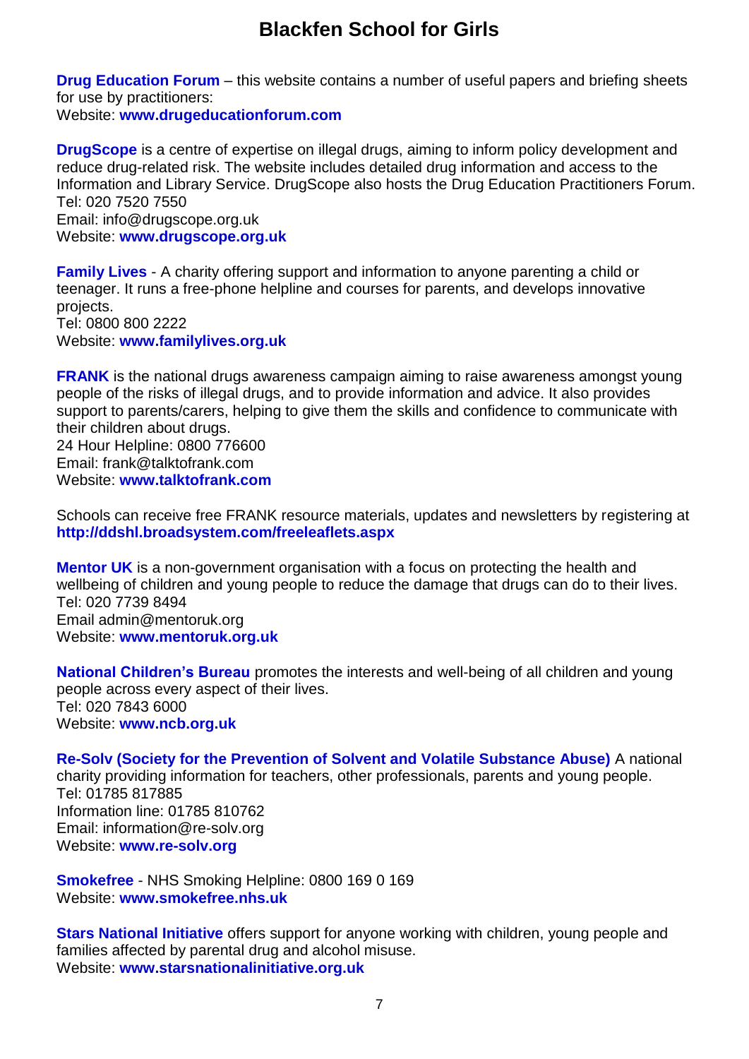**Drug Education Forum** – this website contains a number of useful papers and briefing sheets for use by practitioners:
Website: **www.drugeducationforum.com**

**DrugScope** is a centre of expertise on illegal drugs, aiming to inform policy development and reduce drug-related risk. The website includes detailed drug information and access to the Information and Library Service. DrugScope also hosts the Drug Education Practitioners Forum.
Tel: 020 7520 7550
Email: info@drugscope.org.uk
Website: **www.drugscope.org.uk**

**Family Lives** - A charity offering support and information to anyone parenting a child or teenager. It runs a free-phone helpline and courses for parents, and develops innovative projects.
Tel: 0800 800 2222
Website: **www.familylives.org.uk**

**FRANK** is the national drugs awareness campaign aiming to raise awareness amongst young people of the risks of illegal drugs, and to provide information and advice. It also provides support to parents/carers, helping to give them the skills and confidence to communicate with their children about drugs.
24 Hour Helpline: 0800 776600
Email: frank@talktofrank.com
Website: **www.talktofrank.com**

Schools can receive free FRANK resource materials, updates and newsletters by registering at **http://ddshl.broadsystem.com/freeleaflets.aspx**

**Mentor UK** is a non-government organisation with a focus on protecting the health and wellbeing of children and young people to reduce the damage that drugs can do to their lives.
Tel: 020 7739 8494
Email admin@mentoruk.org
Website: **www.mentoruk.org.uk**

**National Children's Bureau** promotes the interests and well-being of all children and young people across every aspect of their lives.
Tel: 020 7843 6000
Website: **www.ncb.org.uk**

**Re-Solv (Society for the Prevention of Solvent and Volatile Substance Abuse)** A national charity providing information for teachers, other professionals, parents and young people.
Tel: 01785 817885
Information line: 01785 810762
Email: information@re-solv.org
Website: **www.re-solv.org**

**Smokefree** - NHS Smoking Helpline: 0800 169 0 169
Website: **www.smokefree.nhs.uk**

**Stars National Initiative** offers support for anyone working with children, young people and families affected by parental drug and alcohol misuse.
Website: **www.starsnationalinitiative.org.uk**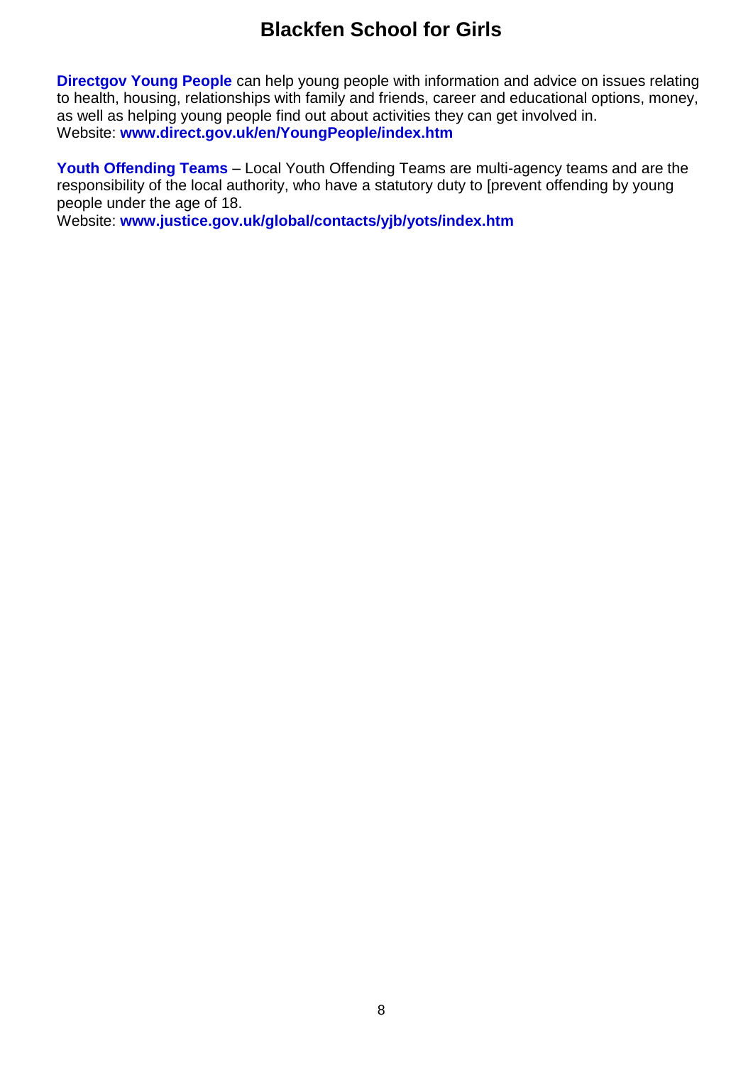**Directgov Young People** can help young people with information and advice on issues relating to health, housing, relationships with family and friends, career and educational options, money, as well as helping young people find out about activities they can get involved in.
Website: **www.direct.gov.uk/en/YoungPeople/index.htm**

**Youth Offending Teams** – Local Youth Offending Teams are multi-agency teams and are the responsibility of the local authority, who have a statutory duty to [prevent offending by young people under the age of 18.
Website: **www.justice.gov.uk/global/contacts/yjb/yots/index.htm**